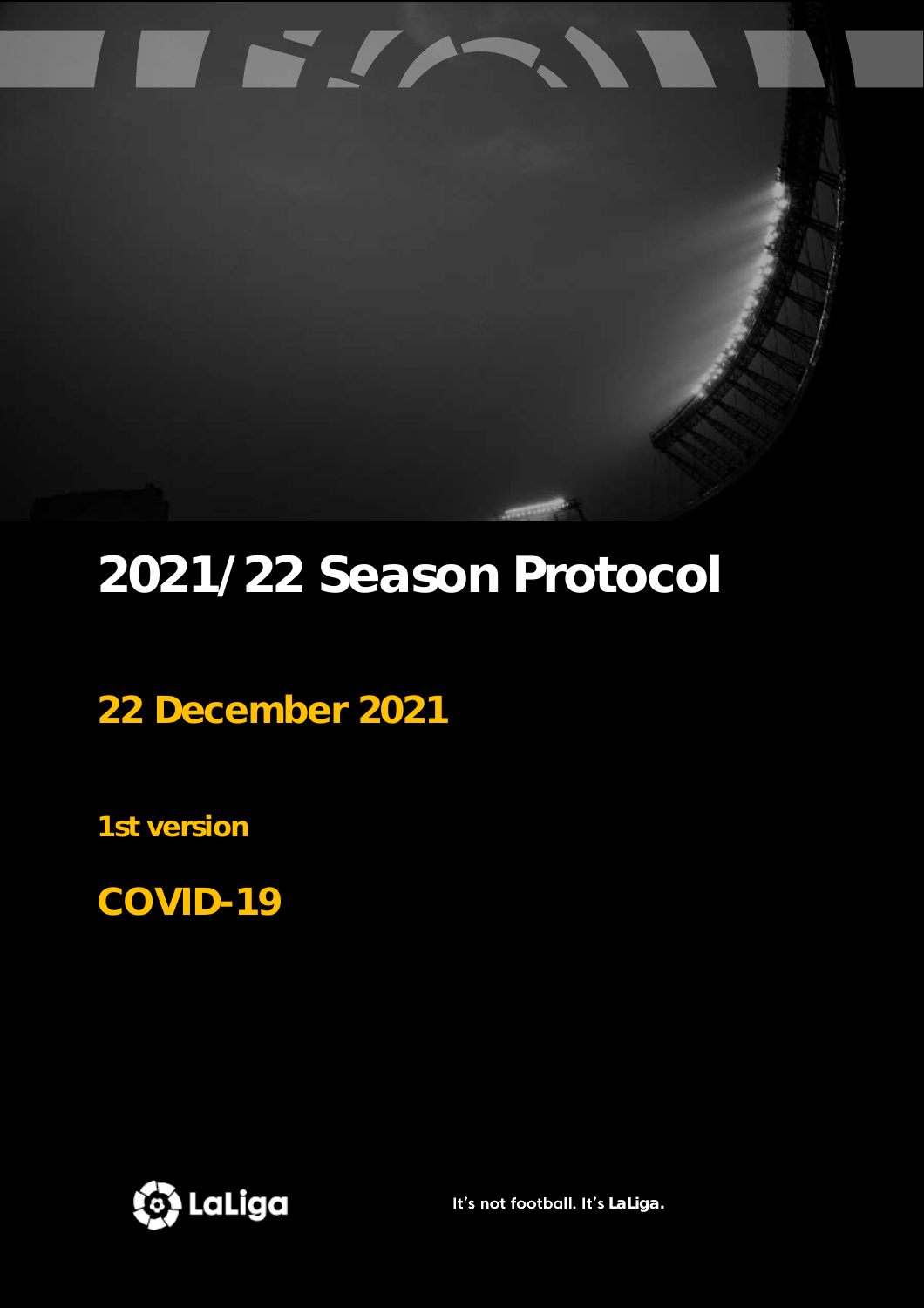# 2021/22 Season Protocol

## 22 December 2021

**1st version**

## COVID-19

LaLiga

It's not football. It's **LaLiga.**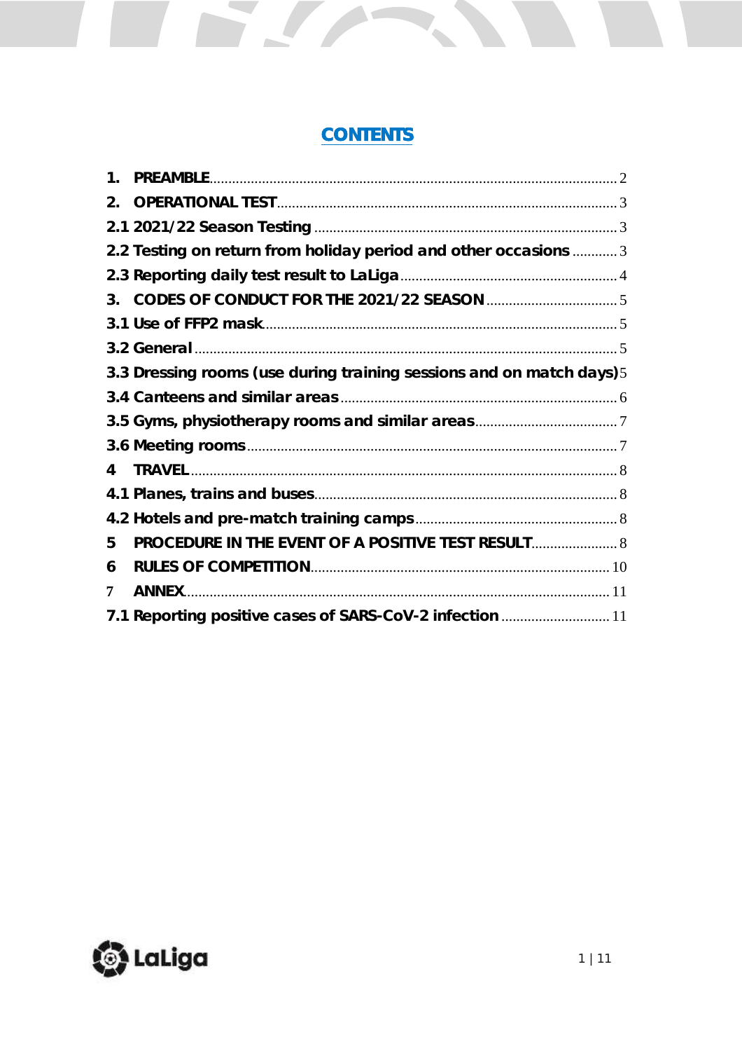# CONTENTS

1. PREAMBLE ... 2
2. OPERATIONAL TEST ... 3

2.1 2021/22 Season Testing ... 3

2.2 Testing on return from holiday period and other occasions ... 3

2.3 Reporting daily test result to LaLiga ... 4

3. CODES OF CONDUCT FOR THE 2021/22 SEASON ... 5

3.1 Use of FFP2 mask ... 5

3.2 General ... 5

3.3 Dressing rooms (use during training sessions and on match days) ... 5

3.4 Canteens and similar areas ... 6

3.5 Gyms, physiotherapy rooms and similar areas ... 7

3.6 Meeting rooms ... 7

4 TRAVEL ... 8

4.1 Planes, trains and buses ... 8

4.2 Hotels and pre-match training camps ... 8

5 PROCEDURE IN THE EVENT OF A POSITIVE TEST RESULT ... 8

6 RULES OF COMPETITION ... 10

7 ANNEX ... 11

7.1 Reporting positive cases of SARS-CoV-2 infection ... 11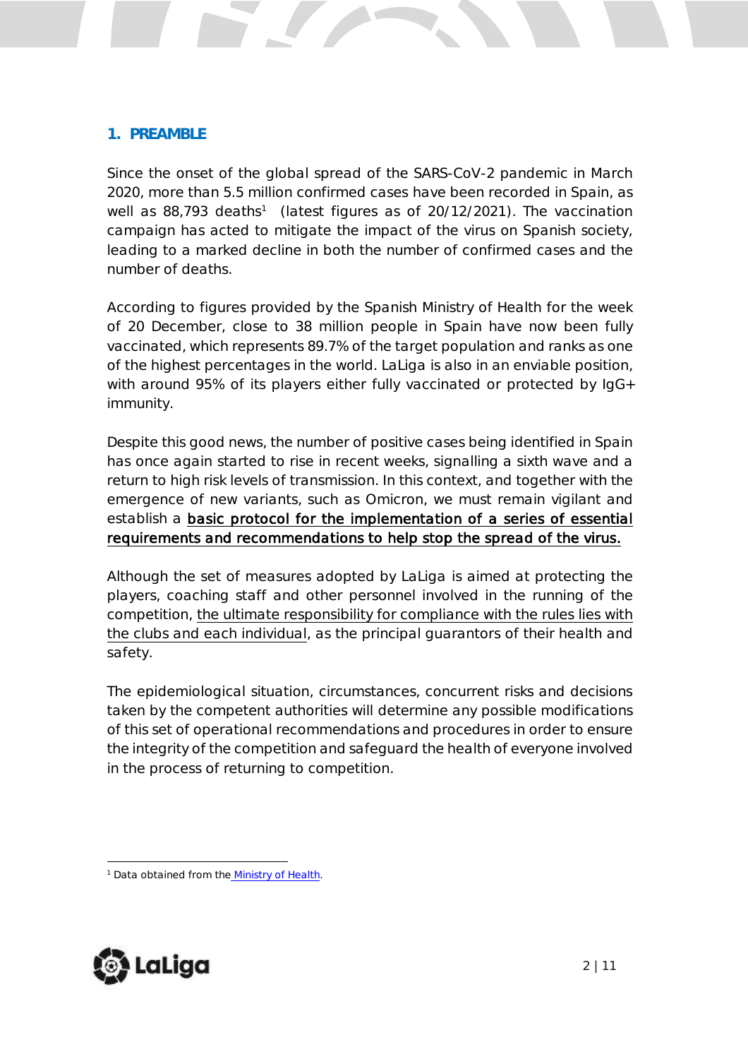## 1. PREAMBLE

Since the onset of the global spread of the SARS-CoV-2 pandemic in March 2020, more than 5.5 million confirmed cases have been recorded in Spain, as well as 88,793 deaths[1] (latest figures as of 20/12/2021). The vaccination campaign has acted to mitigate the impact of the virus on Spanish society, leading to a marked decline in both the number of confirmed cases and the number of deaths.

According to figures provided by the Spanish Ministry of Health for the week of 20 December, close to 38 million people in Spain have now been fully vaccinated, which represents 89.7% of the target population and ranks as one of the highest percentages in the world. LaLiga is also in an enviable position, with around 95% of its players either fully vaccinated or protected by IgG+ immunity.

Despite this good news, the number of positive cases being identified in Spain has once again started to rise in recent weeks, signalling a sixth wave and a return to high risk levels of transmission. In this context, and together with the emergence of new variants, such as Omicron, we must remain vigilant and establish a <u>basic protocol for the implementation of a series of essential requirements and recommendations to help stop the spread of the virus.</u>

Although the set of measures adopted by LaLiga is aimed at protecting the players, coaching staff and other personnel involved in the running of the competition, <u>the ultimate responsibility for compliance with the rules lies with the clubs and each individual</u>, as the principal guarantors of their health and safety.

The epidemiological situation, circumstances, concurrent risks and decisions taken by the competent authorities will determine any possible modifications of this set of operational recommendations and procedures in order to ensure the integrity of the competition and safeguard the health of everyone involved in the process of returning to competition.

[1] Data obtained from the Ministry of Health.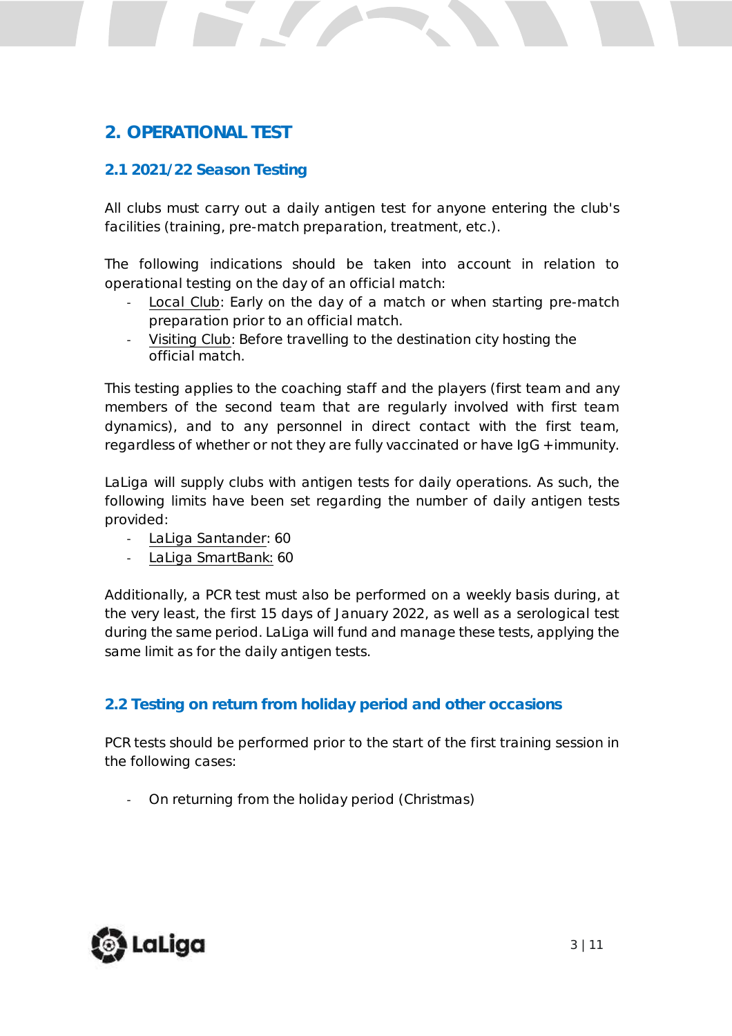## 2. OPERATIONAL TEST

### 2.1 2021/22 Season Testing

All clubs must carry out a daily antigen test for anyone entering the club's facilities (training, pre-match preparation, treatment, etc.).

The following indications should be taken into account in relation to operational testing on the day of an official match:

- Local Club: Early on the day of a match or when starting pre-match preparation prior to an official match.
- Visiting Club: Before travelling to the destination city hosting the official match.

This testing applies to the coaching staff and the players (first team and any members of the second team that are regularly involved with first team dynamics), and to any personnel in direct contact with the first team, regardless of whether or not they are fully vaccinated or have IgG +immunity.

LaLiga will supply clubs with antigen tests for daily operations. As such, the following limits have been set regarding the number of daily antigen tests provided:

- LaLiga Santander: 60
- LaLiga SmartBank: 60

Additionally, a PCR test must also be performed on a weekly basis during, at the very least, the first 15 days of January 2022, as well as a serological test during the same period. LaLiga will fund and manage these tests, applying the same limit as for the daily antigen tests.

### 2.2 Testing on return from holiday period and other occasions

PCR tests should be performed prior to the start of the first training session in the following cases:

- On returning from the holiday period (Christmas)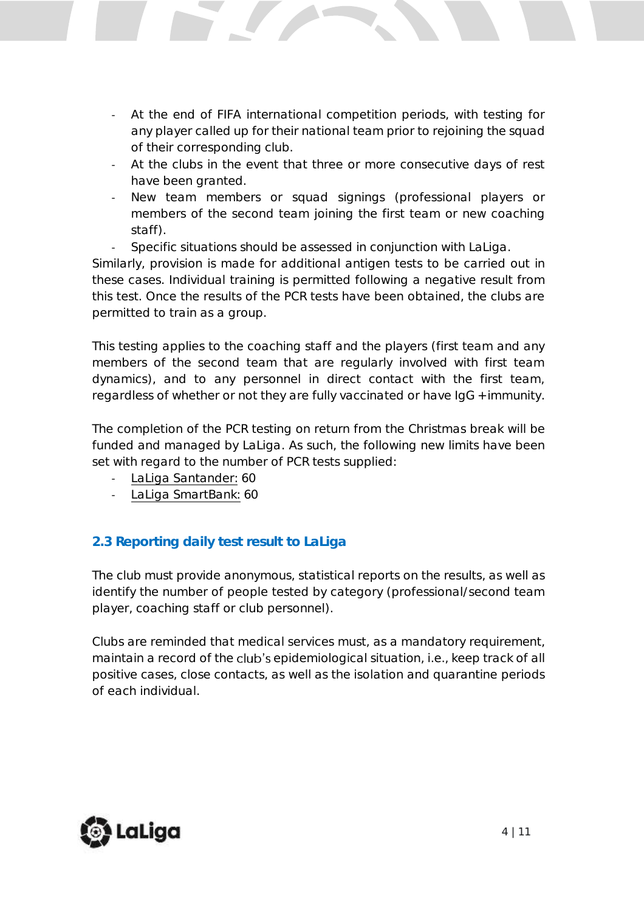- At the end of FIFA international competition periods, with testing for any player called up for their national team prior to rejoining the squad of their corresponding club.
- At the clubs in the event that three or more consecutive days of rest have been granted.
- New team members or squad signings (professional players or members of the second team joining the first team or new coaching staff).
- Specific situations should be assessed in conjunction with LaLiga.

Similarly, provision is made for additional antigen tests to be carried out in these cases. Individual training is permitted following a negative result from this test. Once the results of the PCR tests have been obtained, the clubs are permitted to train as a group.

This testing applies to the coaching staff and the players (first team and any members of the second team that are regularly involved with first team dynamics), and to any personnel in direct contact with the first team, regardless of whether or not they are fully vaccinated or have IgG+immunity.

The completion of the PCR testing on return from the Christmas break will be funded and managed by LaLiga. As such, the following new limits have been set with regard to the number of PCR tests supplied:

- LaLiga Santander: 60
- LaLiga SmartBank: 60

### 2.3 Reporting daily test result to LaLiga

The club must provide anonymous, statistical reports on the results, as well as identify the number of people tested by category (professional/second team player, coaching staff or club personnel).

Clubs are reminded that medical services must, as a mandatory requirement, maintain a record of the club's epidemiological situation, i.e., keep track of all positive cases, close contacts, as well as the isolation and quarantine periods of each individual.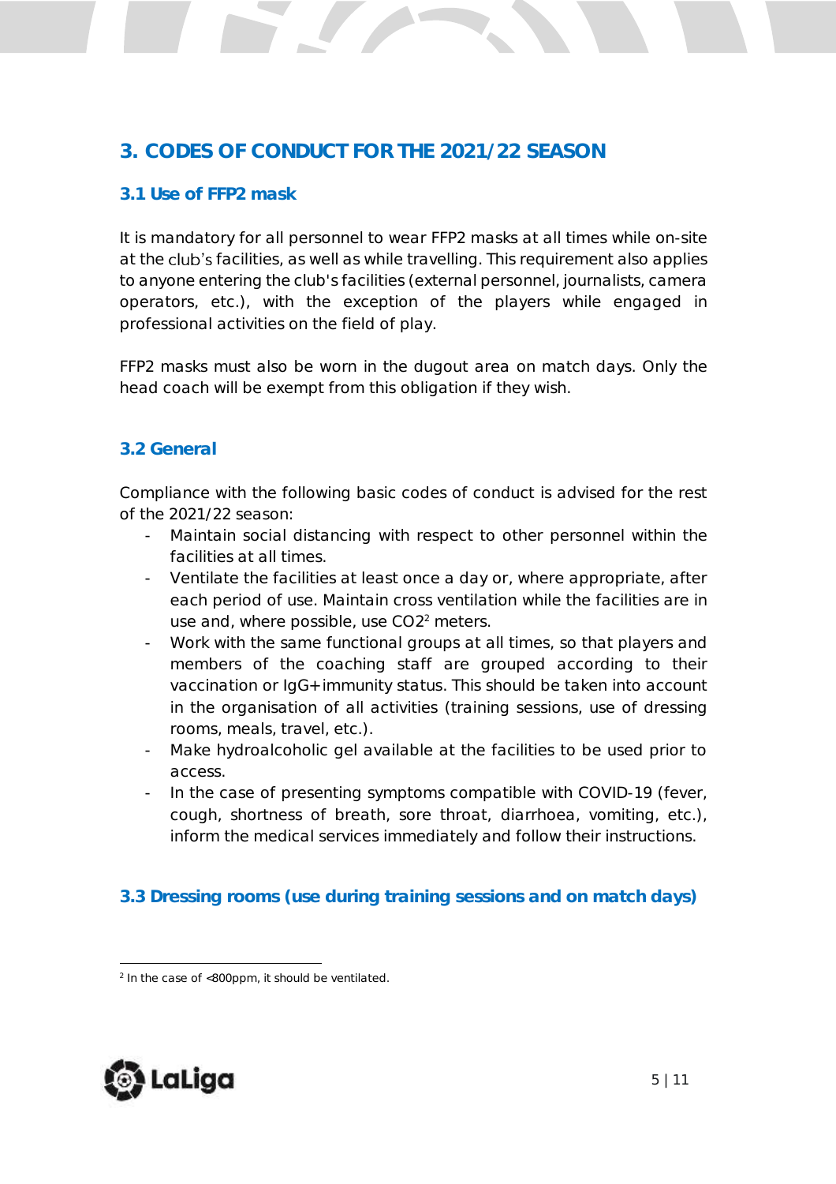## 3. CODES OF CONDUCT FOR THE 2021/22 SEASON

### 3.1 Use of FFP2 mask

It is mandatory for all personnel to wear FFP2 masks at all times while on-site at the club's facilities, as well as while travelling. This requirement also applies to anyone entering the club's facilities (external personnel, journalists, camera operators, etc.), with the exception of the players while engaged in professional activities on the field of play.

FFP2 masks must also be worn in the dugout area on match days. Only the head coach will be exempt from this obligation if they wish.

### 3.2 General

Compliance with the following basic codes of conduct is advised for the rest of the 2021/22 season:

- Maintain social distancing with respect to other personnel within the facilities at all times.
- Ventilate the facilities at least once a day or, where appropriate, after each period of use. Maintain cross ventilation while the facilities are in use and, where possible, use $CO_2$[2] meters.
- Work with the same functional groups at all times, so that players and members of the coaching staff are grouped according to their vaccination or IgG+ immunity status. This should be taken into account in the organisation of all activities (training sessions, use of dressing rooms, meals, travel, etc.).
- Make hydroalcoholic gel available at the facilities to be used prior to access.
- In the case of presenting symptoms compatible with COVID-19 (fever, cough, shortness of breath, sore throat, diarrhoea, vomiting, etc.), inform the medical services immediately and follow their instructions.

### 3.3 Dressing rooms (use during training sessions and on match days)

[2] In the case of <800ppm, it should be ventilated.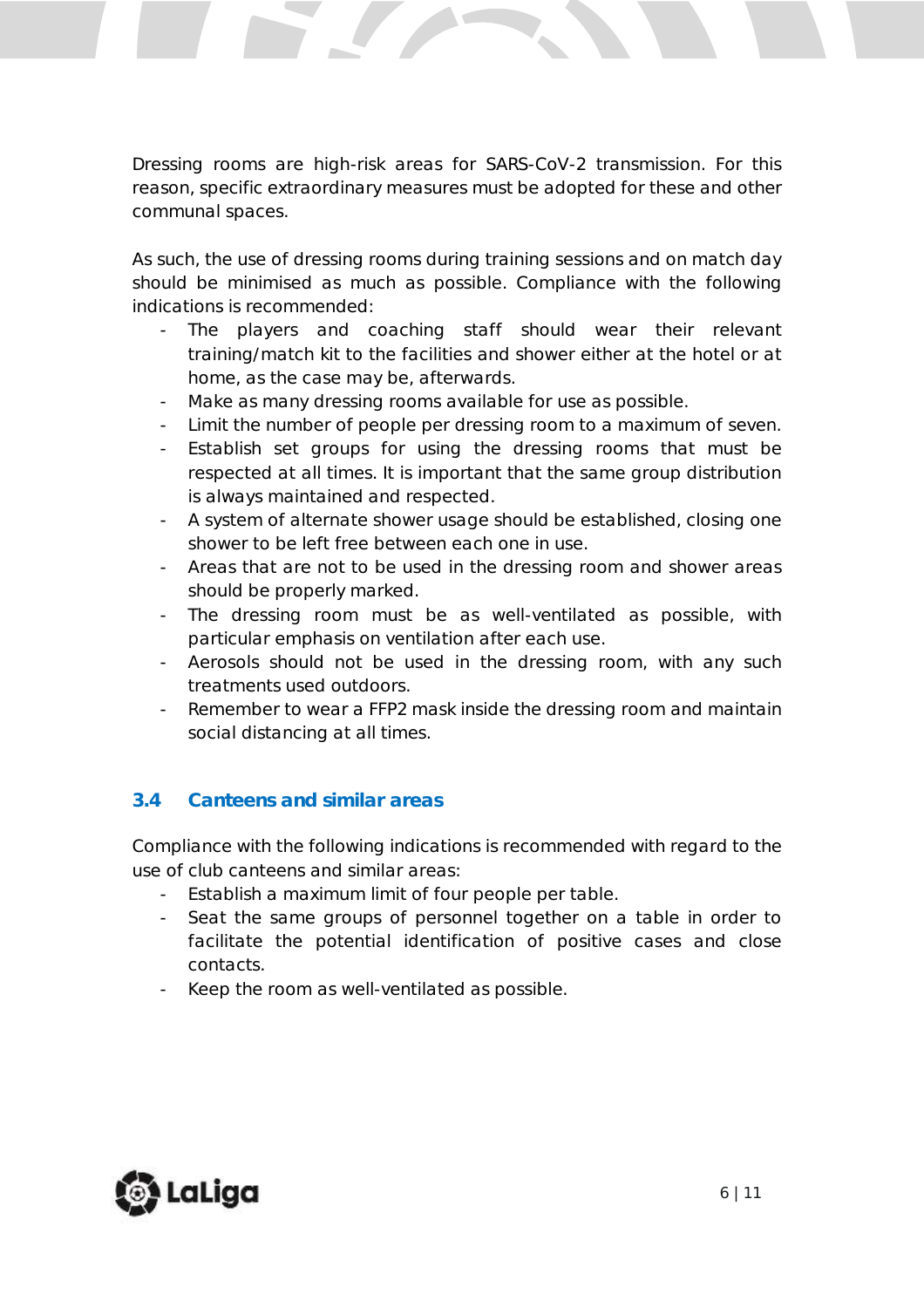Dressing rooms are high-risk areas for SARS-CoV-2 transmission. For this reason, specific extraordinary measures must be adopted for these and other communal spaces.

As such, the use of dressing rooms during training sessions and on match day should be minimised as much as possible. Compliance with the following indications is recommended:

- The players and coaching staff should wear their relevant training/match kit to the facilities and shower either at the hotel or at home, as the case may be, afterwards.
- Make as many dressing rooms available for use as possible.
- Limit the number of people per dressing room to a maximum of seven.
- Establish set groups for using the dressing rooms that must be respected at all times. It is important that the same group distribution is always maintained and respected.
- A system of alternate shower usage should be established, closing one shower to be left free between each one in use.
- Areas that are not to be used in the dressing room and shower areas should be properly marked.
- The dressing room must be as well-ventilated as possible, with particular emphasis on ventilation after each use.
- Aerosols should not be used in the dressing room, with any such treatments used outdoors.
- Remember to wear a FFP2 mask inside the dressing room and maintain social distancing at all times.

### 3.4 Canteens and similar areas

Compliance with the following indications is recommended with regard to the use of club canteens and similar areas:

- Establish a maximum limit of four people per table.
- Seat the same groups of personnel together on a table in order to facilitate the potential identification of positive cases and close contacts.
- Keep the room as well-ventilated as possible.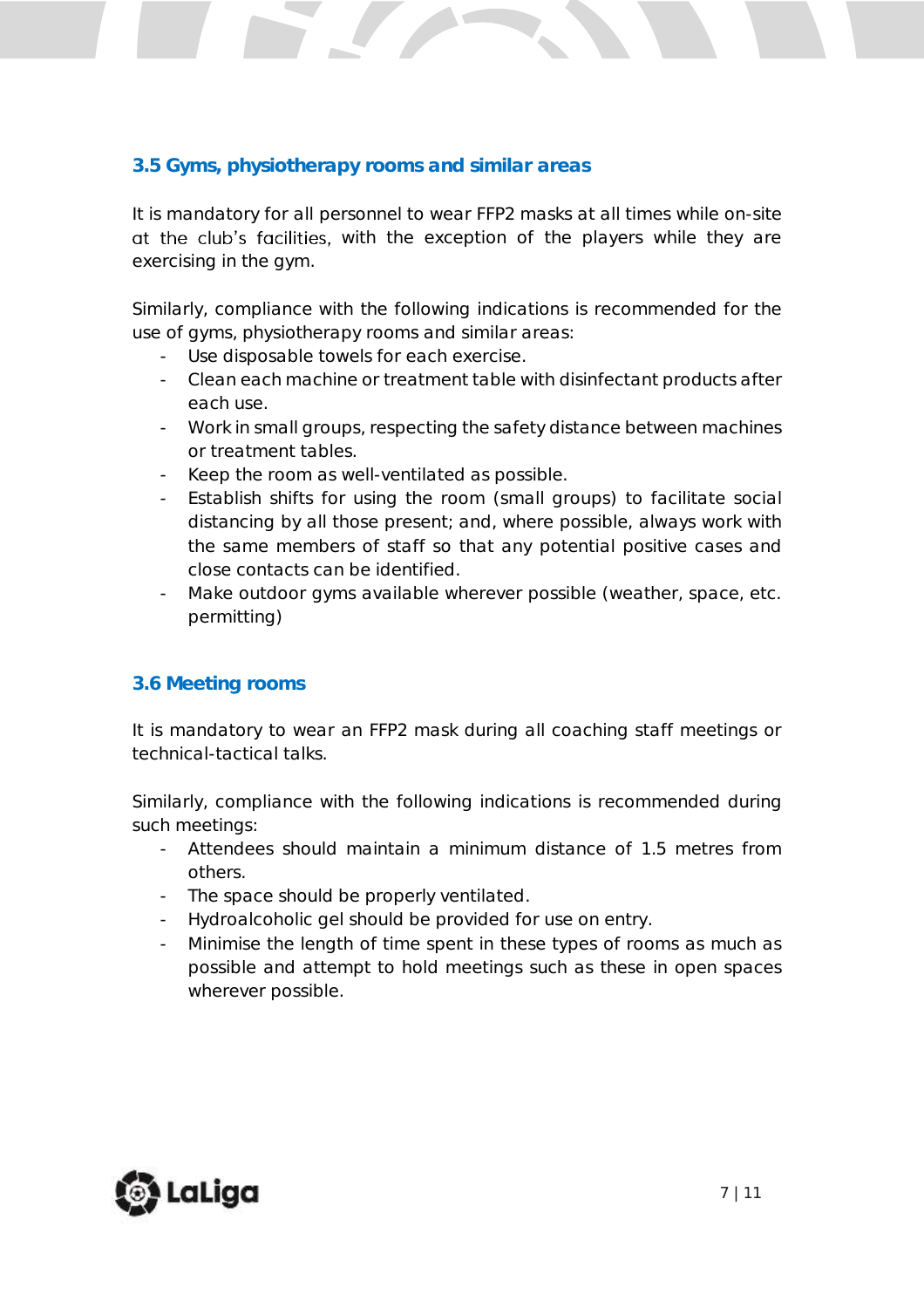### 3.5 Gyms, physiotherapy rooms and similar areas

It is mandatory for all personnel to wear FFP2 masks at all times while on-site at the club's facilities, with the exception of the players while they are exercising in the gym.

Similarly, compliance with the following indications is recommended for the use of gyms, physiotherapy rooms and similar areas:

- Use disposable towels for each exercise.
- Clean each machine or treatment table with disinfectant products after each use.
- Work in small groups, respecting the safety distance between machines or treatment tables.
- Keep the room as well-ventilated as possible.
- Establish shifts for using the room (small groups) to facilitate social distancing by all those present; and, where possible, always work with the same members of staff so that any potential positive cases and close contacts can be identified.
- Make outdoor gyms available wherever possible (weather, space, etc. permitting)

### 3.6 Meeting rooms

It is mandatory to wear an FFP2 mask during all coaching staff meetings or technical-tactical talks.

Similarly, compliance with the following indications is recommended during such meetings:

- Attendees should maintain a minimum distance of 1.5 metres from others.
- The space should be properly ventilated.
- Hydroalcoholic gel should be provided for use on entry.
- Minimise the length of time spent in these types of rooms as much as possible and attempt to hold meetings such as these in open spaces wherever possible.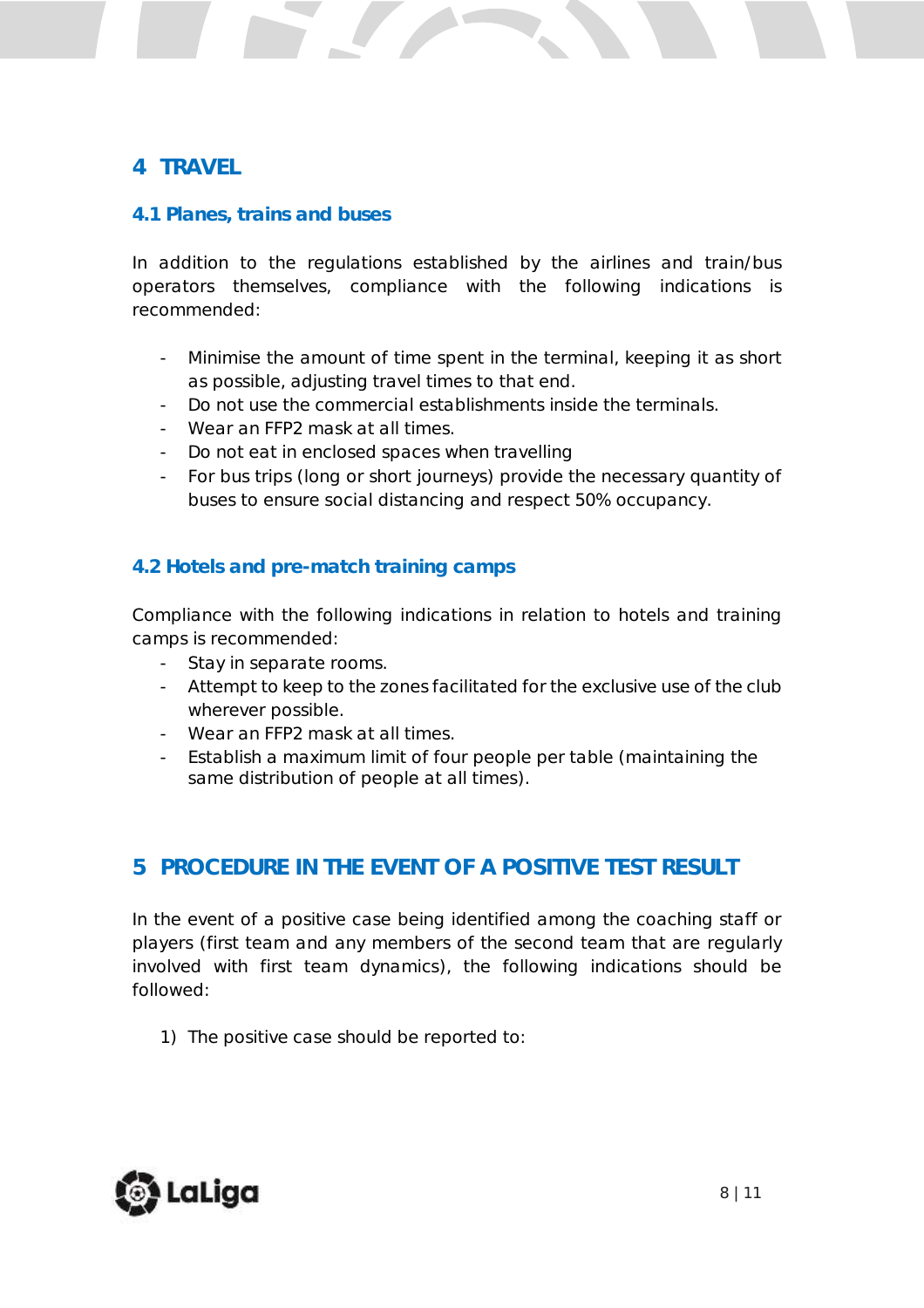# 4 TRAVEL

## 4.1 Planes, trains and buses

In addition to the regulations established by the airlines and train/bus operators themselves, compliance with the following indications is recommended:

- Minimise the amount of time spent in the terminal, keeping it as short as possible, adjusting travel times to that end.
- Do not use the commercial establishments inside the terminals.
- Wear an FFP2 mask at all times.
- Do not eat in enclosed spaces when travelling
- For bus trips (long or short journeys) provide the necessary quantity of buses to ensure social distancing and respect 50% occupancy.

## 4.2 Hotels and pre-match training camps

Compliance with the following indications in relation to hotels and training camps is recommended:

- Stay in separate rooms.
- Attempt to keep to the zones facilitated for the exclusive use of the club wherever possible.
- Wear an FFP2 mask at all times.
- Establish a maximum limit of four people per table (maintaining the same distribution of people at all times).

# 5 PROCEDURE IN THE EVENT OF A POSITIVE TEST RESULT

In the event of a positive case being identified among the coaching staff or players (first team and any members of the second team that are regularly involved with first team dynamics), the following indications should be followed:

1) The positive case should be reported to: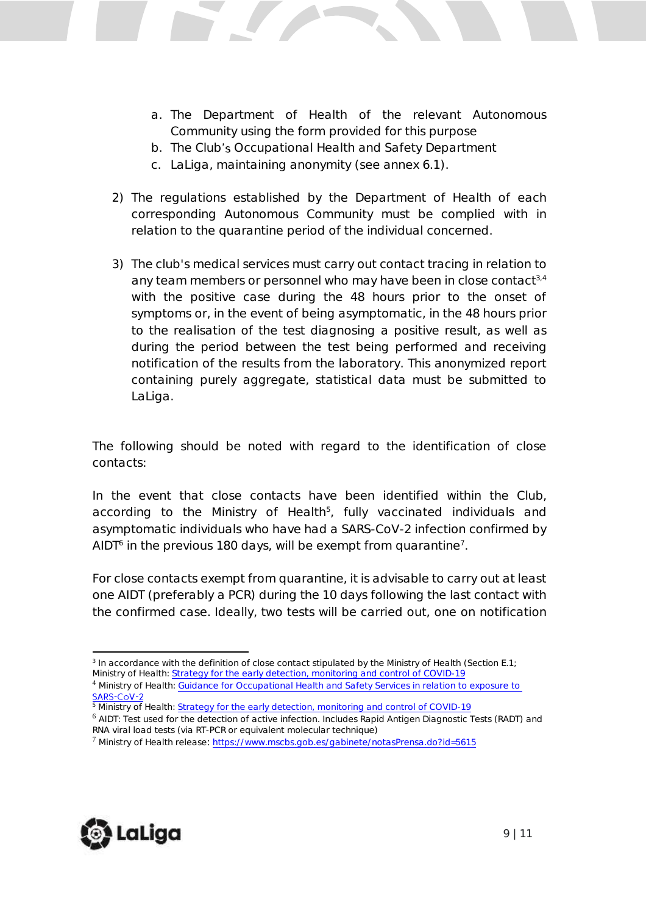a. The Department of Health of the relevant Autonomous Community using the form provided for this purpose
   b. The Club's Occupational Health and Safety Department
   c. LaLiga, maintaining anonymity (see annex 6.1).

2) The regulations established by the Department of Health of each corresponding Autonomous Community must be complied with in relation to the quarantine period of the individual concerned.

3) The club's medical services must carry out contact tracing in relation to any team members or personnel who may have been in close contact[3,4] with the positive case during the 48 hours prior to the onset of symptoms or, in the event of being asymptomatic, in the 48 hours prior to the realisation of the test diagnosing a positive result, as well as during the period between the test being performed and receiving notification of the results from the laboratory. This anonymized report containing purely aggregate, statistical data must be submitted to LaLiga.

The following should be noted with regard to the identification of close contacts:

In the event that close contacts have been identified within the Club, according to the Ministry of Health[5], fully vaccinated individuals and asymptomatic individuals who have had a SARS-CoV-2 infection confirmed by AIDT[6] in the previous 180 days, will be exempt from quarantine[7].

For close contacts exempt from quarantine, it is advisable to carry out at least one AIDT (preferably a PCR) during the 10 days following the last contact with the confirmed case. Ideally, two tests will be carried out, one on notification

---

[3] In accordance with the definition of close contact stipulated by the Ministry of Health (Section E.1; Ministry of Health: Strategy for the early detection, monitoring and control of COVID-19

[4] Ministry of Health: Guidance for Occupational Health and Safety Services in relation to exposure to SARS-CoV-2

[5] Ministry of Health: Strategy for the early detection, monitoring and control of COVID-19

[6] AIDT: Test used for the detection of active infection. Includes Rapid Antigen Diagnostic Tests (RADT) and RNA viral load tests (via RT-PCR or equivalent molecular technique)

[7] Ministry of Health release: https://www.mscbs.gob.es/gabinete/notasPrensa.do?id=5615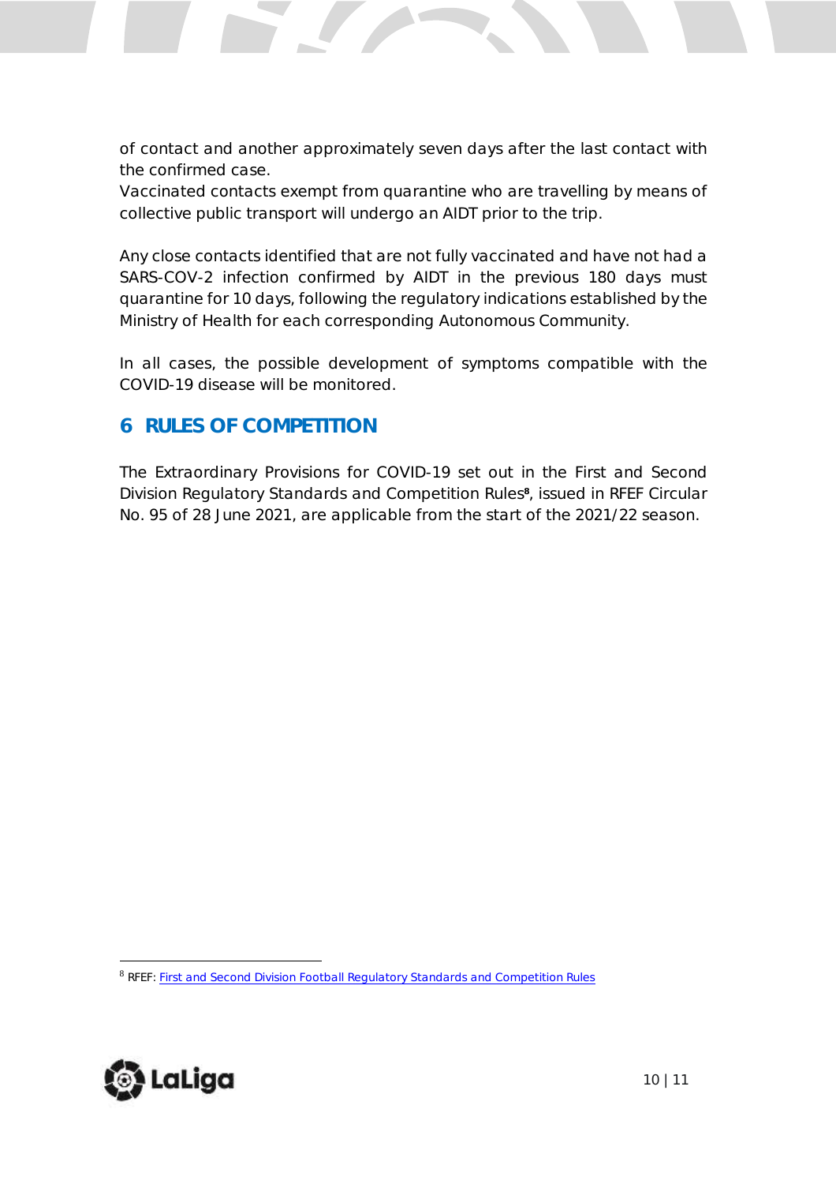of contact and another approximately seven days after the last contact with the confirmed case.
Vaccinated contacts exempt from quarantine who are travelling by means of collective public transport will undergo an AIDT prior to the trip.

Any close contacts identified that are not fully vaccinated and have not had a SARS-COV-2 infection confirmed by AIDT in the previous 180 days must quarantine for 10 days, following the regulatory indications established by the Ministry of Health for each corresponding Autonomous Community.

In all cases, the possible development of symptoms compatible with the COVID-19 disease will be monitored.

## 6 RULES OF COMPETITION

The Extraordinary Provisions for COVID-19 set out in the First and Second Division Regulatory Standards and Competition Rules[8], issued in RFEF Circular No. 95 of 28 June 2021, are applicable from the start of the 2021/22 season.

[8] RFEF: First and Second Division Football Regulatory Standards and Competition Rules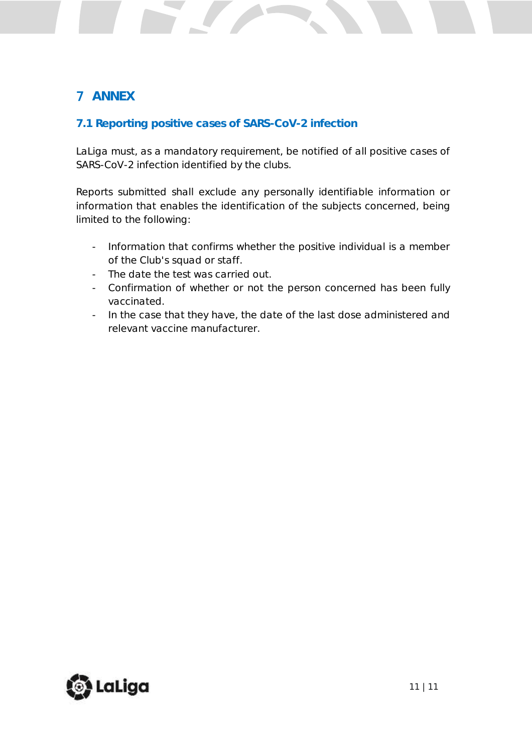# 7 ANNEX

## 7.1 Reporting positive cases of SARS-CoV-2 infection

LaLiga must, as a mandatory requirement, be notified of all positive cases of SARS-CoV-2 infection identified by the clubs.

Reports submitted shall exclude any personally identifiable information or information that enables the identification of the subjects concerned, being limited to the following:

- Information that confirms whether the positive individual is a member of the Club's squad or staff.
- The date the test was carried out.
- Confirmation of whether or not the person concerned has been fully vaccinated.
- In the case that they have, the date of the last dose administered and relevant vaccine manufacturer.